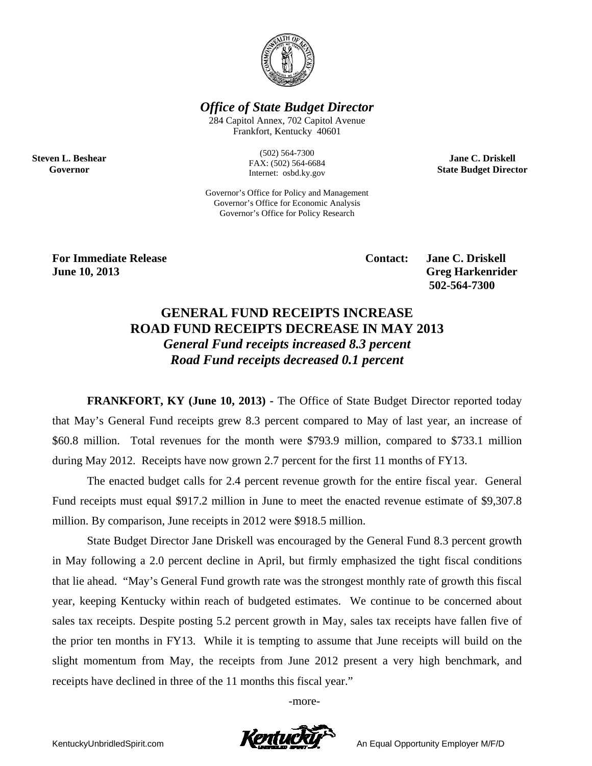***Office of State Budget Director***

284 Capitol Annex, 702 Capitol Avenue
Frankfort, Kentucky 40601

(502) 564-7300
FAX: (502) 564-6684
Internet: osbd.ky.gov

**Steven L. Beshear**
**Governor**

**Jane C. Driskell**
**State Budget Director**

Governor's Office for Policy and Management
Governor's Office for Economic Analysis
Governor's Office for Policy Research

**For Immediate Release**
**June 10, 2013**

**Contact: Jane C. Driskell**
**Greg Harkenrider**
**502-564-7300**

# GENERAL FUND RECEIPTS INCREASE ROAD FUND RECEIPTS DECREASE IN MAY 2013

***General Fund receipts increased 8.3 percent***
***Road Fund receipts decreased 0.1 percent***

**FRANKFORT, KY (June 10, 2013) -** The Office of State Budget Director reported today that May's General Fund receipts grew 8.3 percent compared to May of last year, an increase of $60.8 million. Total revenues for the month were $793.9 million, compared to $733.1 million during May 2012. Receipts have now grown 2.7 percent for the first 11 months of FY13.

The enacted budget calls for 2.4 percent revenue growth for the entire fiscal year. General Fund receipts must equal $917.2 million in June to meet the enacted revenue estimate of $9,307.8 million. By comparison, June receipts in 2012 were $918.5 million.

State Budget Director Jane Driskell was encouraged by the General Fund 8.3 percent growth in May following a 2.0 percent decline in April, but firmly emphasized the tight fiscal conditions that lie ahead. "May's General Fund growth rate was the strongest monthly rate of growth this fiscal year, keeping Kentucky within reach of budgeted estimates. We continue to be concerned about sales tax receipts. Despite posting 5.2 percent growth in May, sales tax receipts have fallen five of the prior ten months in FY13. While it is tempting to assume that June receipts will build on the slight momentum from May, the receipts from June 2012 present a very high benchmark, and receipts have declined in three of the 11 months this fiscal year."

-more-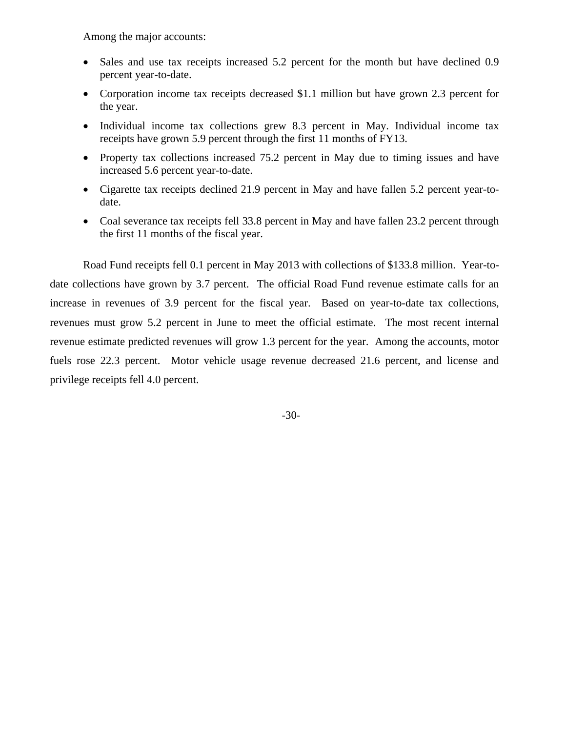Among the major accounts:

- Sales and use tax receipts increased 5.2 percent for the month but have declined 0.9 percent year-to-date.
- Corporation income tax receipts decreased $1.1 million but have grown 2.3 percent for the year.
- Individual income tax collections grew 8.3 percent in May. Individual income tax receipts have grown 5.9 percent through the first 11 months of FY13.
- Property tax collections increased 75.2 percent in May due to timing issues and have increased 5.6 percent year-to-date.
- Cigarette tax receipts declined 21.9 percent in May and have fallen 5.2 percent year-to-date.
- Coal severance tax receipts fell 33.8 percent in May and have fallen 23.2 percent through the first 11 months of the fiscal year.

Road Fund receipts fell 0.1 percent in May 2013 with collections of $133.8 million. Year-to-date collections have grown by 3.7 percent. The official Road Fund revenue estimate calls for an increase in revenues of 3.9 percent for the fiscal year. Based on year-to-date tax collections, revenues must grow 5.2 percent in June to meet the official estimate. The most recent internal revenue estimate predicted revenues will grow 1.3 percent for the year. Among the accounts, motor fuels rose 22.3 percent. Motor vehicle usage revenue decreased 21.6 percent, and license and privilege receipts fell 4.0 percent.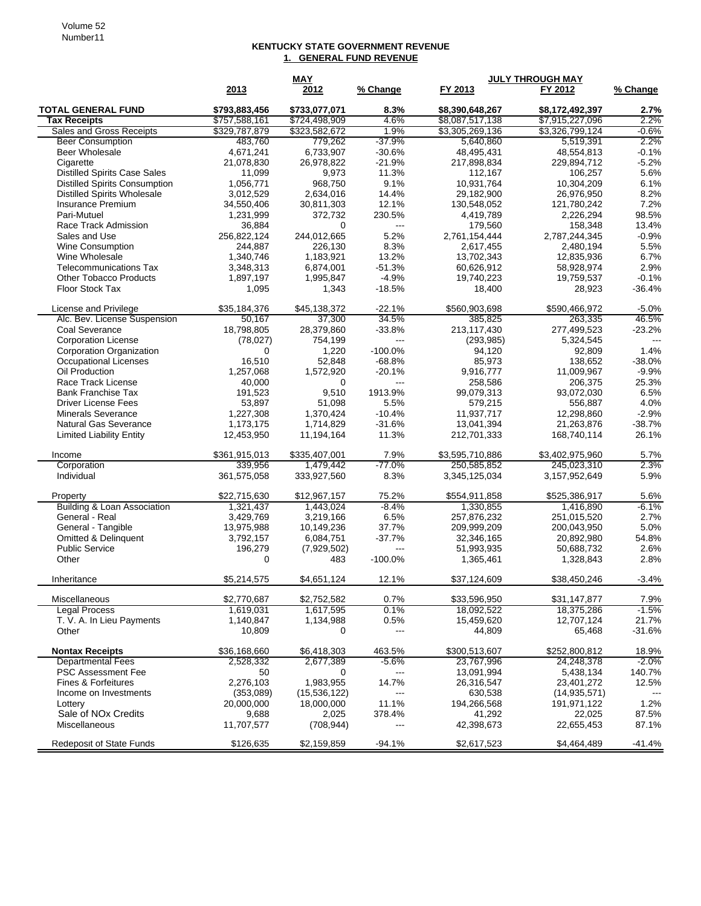Volume 52
Number11

# KENTUCKY STATE GOVERNMENT REVENUE

## 1. GENERAL FUND REVENUE

| | MAY | | | JULY THROUGH MAY | | |
|---|---|---|---|---|---|---|
| | 2013 | 2012 | % Change | FY 2013 | FY 2012 | % Change |
| **TOTAL GENERAL FUND** | **$793,883,456** | **$733,077,071** | **8.3%** | **$8,390,648,267** | **$8,172,492,397** | **2.7%** |
| **Tax Receipts** | $757,588,161 | $724,498,909 | 4.6% | $8,087,517,138 | $7,915,227,096 | 2.2% |
| Sales and Gross Receipts | $329,787,879 | $323,582,672 | 1.9% | $3,305,269,136 | $3,326,799,124 | -0.6% |
| Beer Consumption | 483,760 | 779,262 | -37.9% | 5,640,860 | 5,519,391 | 2.2% |
| Beer Wholesale | 4,671,241 | 6,733,907 | -30.6% | 48,495,431 | 48,554,813 | -0.1% |
| Cigarette | 21,078,830 | 26,978,822 | -21.9% | 217,898,834 | 229,894,712 | -5.2% |
| Distilled Spirits Case Sales | 11,099 | 9,973 | 11.3% | 112,167 | 106,257 | 5.6% |
| Distilled Spirits Consumption | 1,056,771 | 968,750 | 9.1% | 10,931,764 | 10,304,209 | 6.1% |
| Distilled Spirits Wholesale | 3,012,529 | 2,634,016 | 14.4% | 29,182,900 | 26,976,950 | 8.2% |
| Insurance Premium | 34,550,406 | 30,811,303 | 12.1% | 130,548,052 | 121,780,242 | 7.2% |
| Pari-Mutuel | 1,231,999 | 372,732 | 230.5% | 4,419,789 | 2,226,294 | 98.5% |
| Race Track Admission | 36,884 | 0 | --- | 179,560 | 158,348 | 13.4% |
| Sales and Use | 256,822,124 | 244,012,665 | 5.2% | 2,761,154,444 | 2,787,244,345 | -0.9% |
| Wine Consumption | 244,887 | 226,130 | 8.3% | 2,617,455 | 2,480,194 | 5.5% |
| Wine Wholesale | 1,340,746 | 1,183,921 | 13.2% | 13,702,343 | 12,835,936 | 6.7% |
| Telecommunications Tax | 3,348,313 | 6,874,001 | -51.3% | 60,626,912 | 58,928,974 | 2.9% |
| Other Tobacco Products | 1,897,197 | 1,995,847 | -4.9% | 19,740,223 | 19,759,537 | -0.1% |
| Floor Stock Tax | 1,095 | 1,343 | -18.5% | 18,400 | 28,923 | -36.4% |
| | | | | | | |
| License and Privilege | $35,184,376 | $45,138,372 | -22.1% | $560,903,698 | $590,466,972 | -5.0% |
| Alc. Bev. License Suspension | 50,167 | 37,300 | 34.5% | 385,825 | 263,335 | 46.5% |
| Coal Severance | 18,798,805 | 28,379,860 | -33.8% | 213,117,430 | 277,499,523 | -23.2% |
| Corporation License | (78,027) | 754,199 | --- | (293,985) | 5,324,545 | --- |
| Corporation Organization | 0 | 1,220 | -100.0% | 94,120 | 92,809 | 1.4% |
| Occupational Licenses | 16,510 | 52,848 | -68.8% | 85,973 | 138,652 | -38.0% |
| Oil Production | 1,257,068 | 1,572,920 | -20.1% | 9,916,777 | 11,009,967 | -9.9% |
| Race Track License | 40,000 | 0 | --- | 258,586 | 206,375 | 25.3% |
| Bank Franchise Tax | 191,523 | 9,510 | 1913.9% | 99,079,313 | 93,072,030 | 6.5% |
| Driver License Fees | 53,897 | 51,098 | 5.5% | 579,215 | 556,887 | 4.0% |
| Minerals Severance | 1,227,308 | 1,370,424 | -10.4% | 11,937,717 | 12,298,860 | -2.9% |
| Natural Gas Severance | 1,173,175 | 1,714,829 | -31.6% | 13,041,394 | 21,263,876 | -38.7% |
| Limited Liability Entity | 12,453,950 | 11,194,164 | 11.3% | 212,701,333 | 168,740,114 | 26.1% |
| | | | | | | |
| Income | $361,915,013 | $335,407,001 | 7.9% | $3,595,710,886 | $3,402,975,960 | 5.7% |
| Corporation | 339,956 | 1,479,442 | -77.0% | 250,585,852 | 245,023,310 | 2.3% |
| Individual | 361,575,058 | 333,927,560 | 8.3% | 3,345,125,034 | 3,157,952,649 | 5.9% |
| | | | | | | |
| Property | $22,715,630 | $12,967,157 | 75.2% | $554,911,858 | $525,386,917 | 5.6% |
| Building & Loan Association | 1,321,437 | 1,443,024 | -8.4% | 1,330,855 | 1,416,890 | -6.1% |
| General - Real | 3,429,769 | 3,219,166 | 6.5% | 257,876,232 | 251,015,520 | 2.7% |
| General - Tangible | 13,975,988 | 10,149,236 | 37.7% | 209,999,209 | 200,043,950 | 5.0% |
| Omitted & Delinquent | 3,792,157 | 6,084,751 | -37.7% | 32,346,165 | 20,892,980 | 54.8% |
| Public Service | 196,279 | (7,929,502) | --- | 51,993,935 | 50,688,732 | 2.6% |
| Other | 0 | 483 | -100.0% | 1,365,461 | 1,328,843 | 2.8% |
| | | | | | | |
| Inheritance | $5,214,575 | $4,651,124 | 12.1% | $37,124,609 | $38,450,246 | -3.4% |
| | | | | | | |
| Miscellaneous | $2,770,687 | $2,752,582 | 0.7% | $33,596,950 | $31,147,877 | 7.9% |
| Legal Process | 1,619,031 | 1,617,595 | 0.1% | 18,092,522 | 18,375,286 | -1.5% |
| T. V. A. In Lieu Payments | 1,140,847 | 1,134,988 | 0.5% | 15,459,620 | 12,707,124 | 21.7% |
| Other | 10,809 | 0 | --- | 44,809 | 65,468 | -31.6% |
| | | | | | | |
| **Nontax Receipts** | $36,168,660 | $6,418,303 | 463.5% | $300,513,607 | $252,800,812 | 18.9% |
| Departmental Fees | 2,528,332 | 2,677,389 | -5.6% | 23,767,996 | 24,248,378 | -2.0% |
| PSC Assessment Fee | 50 | 0 | --- | 13,091,994 | 5,438,134 | 140.7% |
| Fines & Forfeitures | 2,276,103 | 1,983,955 | 14.7% | 26,316,547 | 23,401,272 | 12.5% |
| Income on Investments | (353,089) | (15,536,122) | --- | 630,538 | (14,935,571) | --- |
| Lottery | 20,000,000 | 18,000,000 | 11.1% | 194,266,568 | 191,971,122 | 1.2% |
| Sale of NOx Credits | 9,688 | 2,025 | 378.4% | 41,292 | 22,025 | 87.5% |
| Miscellaneous | 11,707,577 | (708,944) | --- | 42,398,673 | 22,655,453 | 87.1% |
| | | | | | | |
| Redeposit of State Funds | $126,635 | $2,159,859 | -94.1% | $2,617,523 | $4,464,489 | -41.4% |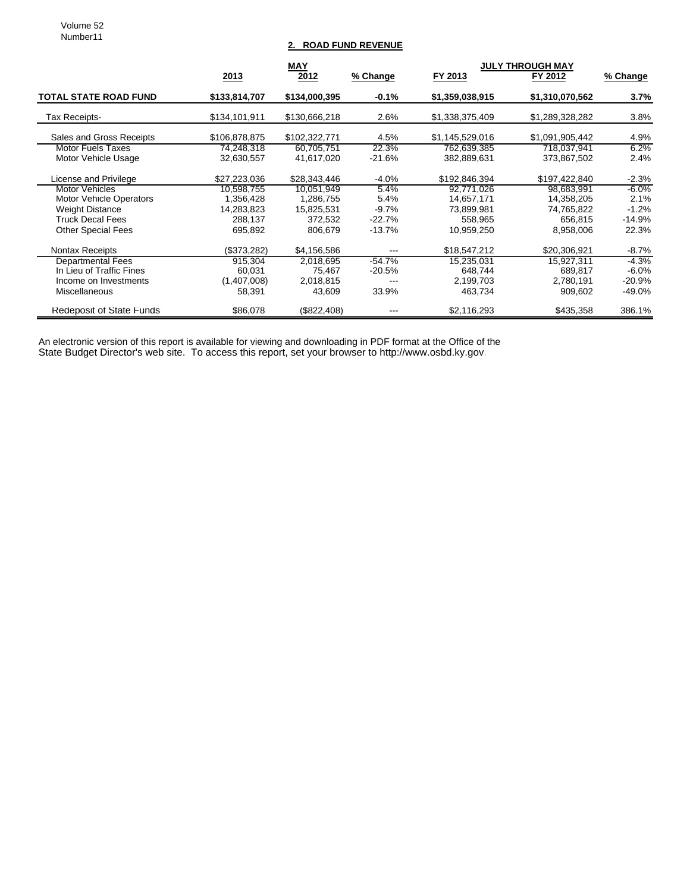## 2. ROAD FUND REVENUE

| | MAY | | | JULY THROUGH MAY | | |
|---|---|---|---|---|---|---|
| | 2013 | 2012 | % Change | FY 2013 | FY 2012 | % Change |
| **TOTAL STATE ROAD FUND** | **$133,814,707** | **$134,000,395** | **-0.1%** | **$1,359,038,915** | **$1,310,070,562** | **3.7%** |
| Tax Receipts- | $134,101,911 | $130,666,218 | 2.6% | $1,338,375,409 | $1,289,328,282 | 3.8% |
| Sales and Gross Receipts | $106,878,875 | $102,322,771 | 4.5% | $1,145,529,016 | $1,091,905,442 | 4.9% |
| Motor Fuels Taxes | 74,248,318 | 60,705,751 | 22.3% | 762,639,385 | 718,037,941 | 6.2% |
| Motor Vehicle Usage | 32,630,557 | 41,617,020 | -21.6% | 382,889,631 | 373,867,502 | 2.4% |
| License and Privilege | $27,223,036 | $28,343,446 | -4.0% | $192,846,394 | $197,422,840 | -2.3% |
| Motor Vehicles | 10,598,755 | 10,051,949 | 5.4% | 92,771,026 | 98,683,991 | -6.0% |
| Motor Vehicle Operators | 1,356,428 | 1,286,755 | 5.4% | 14,657,171 | 14,358,205 | 2.1% |
| Weight Distance | 14,283,823 | 15,825,531 | -9.7% | 73,899,981 | 74,765,822 | -1.2% |
| Truck Decal Fees | 288,137 | 372,532 | -22.7% | 558,965 | 656,815 | -14.9% |
| Other Special Fees | 695,892 | 806,679 | -13.7% | 10,959,250 | 8,958,006 | 22.3% |
| Nontax Receipts | ($373,282) | $4,156,586 | --- | $18,547,212 | $20,306,921 | -8.7% |
| Departmental Fees | 915,304 | 2,018,695 | -54.7% | 15,235,031 | 15,927,311 | -4.3% |
| In Lieu of Traffic Fines | 60,031 | 75,467 | -20.5% | 648,744 | 689,817 | -6.0% |
| Income on Investments | (1,407,008) | 2,018,815 | --- | 2,199,703 | 2,780,191 | -20.9% |
| Miscellaneous | 58,391 | 43,609 | 33.9% | 463,734 | 909,602 | -49.0% |
| Redeposit of State Funds | $86,078 | ($822,408) | --- | $2,116,293 | $435,358 | 386.1% |

An electronic version of this report is available for viewing and downloading in PDF format at the Office of the State Budget Director's web site. To access this report, set your browser to http://www.osbd.ky.gov.